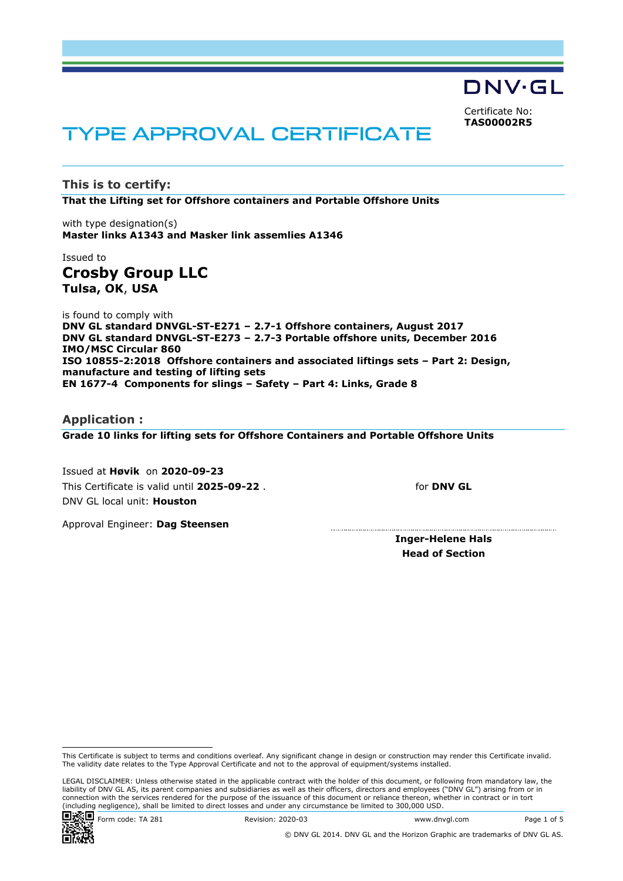DNV·GL

Certificate No:
**TAS00002R5**

# TYPE APPROVAL CERTIFICATE

## This is to certify:

**That the Lifting set for Offshore containers and Portable Offshore Units**

with type designation(s)
**Master links A1343 and Masker link assemlies A1346**

Issued to
## Crosby Group LLC
**Tulsa, OK**, **USA**

is found to comply with
**DNV GL standard DNVGL-ST-E271 – 2.7-1 Offshore containers, August 2017**
**DNV GL standard DNVGL-ST-E273 – 2.7-3 Portable offshore units, December 2016**
**IMO/MSC Circular 860**
**ISO 10855-2:2018 Offshore containers and associated liftings sets – Part 2: Design, manufacture and testing of lifting sets**
**EN 1677-4 Components for slings – Safety – Part 4: Links, Grade 8**

## Application :

**Grade 10 links for lifting sets for Offshore Containers and Portable Offshore Units**

Issued at **Høvik** on **2020-09-23**
This Certificate is valid until **2025-09-22** .
DNV GL local unit: **Houston**

Approval Engineer: **Dag Steensen**

for **DNV GL**

**Inger-Helene Hals**
**Head of Section**

This Certificate is subject to terms and conditions overleaf. Any significant change in design or construction may render this Certificate invalid. The validity date relates to the Type Approval Certificate and not to the approval of equipment/systems installed.

LEGAL DISCLAIMER: Unless otherwise stated in the applicable contract with the holder of this document, or following from mandatory law, the liability of DNV GL AS, its parent companies and subsidiaries as well as their officers, directors and employees ("DNV GL") arising from or in connection with the services rendered for the purpose of the issuance of this document or reliance thereon, whether in contract or in tort (including negligence), shall be limited to direct losses and under any circumstance be limited to 300,000 USD.

Form code: TA 281 Revision: 2020-03 www.dnvgl.com

© DNV GL 2014. DNV GL and the Horizon Graphic are trademarks of DNV GL AS.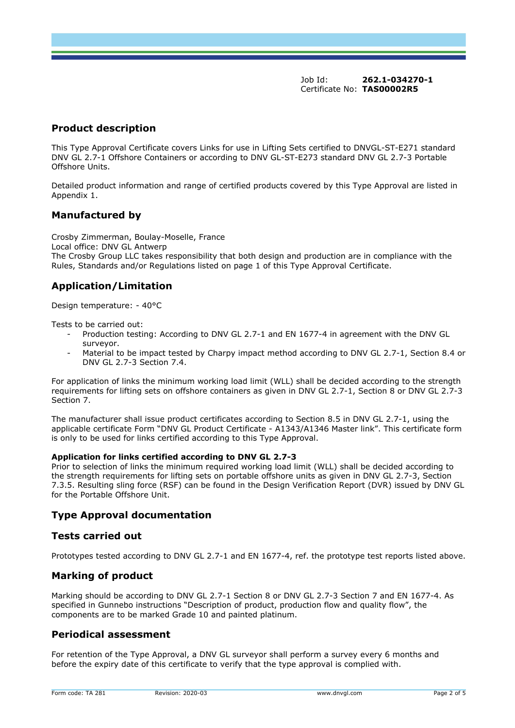Job Id: **262.1-034270-1**
Certificate No: **TAS00002R5**

## Product description

This Type Approval Certificate covers Links for use in Lifting Sets certified to DNVGL-ST-E271 standard DNV GL 2.7-1 Offshore Containers or according to DNV GL-ST-E273 standard DNV GL 2.7-3 Portable Offshore Units.

Detailed product information and range of certified products covered by this Type Approval are listed in Appendix 1.

## Manufactured by

Crosby Zimmerman, Boulay-Moselle, France
Local office: DNV GL Antwerp
The Crosby Group LLC takes responsibility that both design and production are in compliance with the Rules, Standards and/or Regulations listed on page 1 of this Type Approval Certificate.

## Application/Limitation

Design temperature: - 40°C

Tests to be carried out:

- Production testing: According to DNV GL 2.7-1 and EN 1677-4 in agreement with the DNV GL surveyor.
- Material to be impact tested by Charpy impact method according to DNV GL 2.7-1, Section 8.4 or DNV GL 2.7-3 Section 7.4.

For application of links the minimum working load limit (WLL) shall be decided according to the strength requirements for lifting sets on offshore containers as given in DNV GL 2.7-1, Section 8 or DNV GL 2.7-3 Section 7.

The manufacturer shall issue product certificates according to Section 8.5 in DNV GL 2.7-1, using the applicable certificate Form "DNV GL Product Certificate - A1343/A1346 Master link". This certificate form is only to be used for links certified according to this Type Approval.

**Application for links certified according to DNV GL 2.7-3**
Prior to selection of links the minimum required working load limit (WLL) shall be decided according to the strength requirements for lifting sets on portable offshore units as given in DNV GL 2.7-3, Section 7.3.5. Resulting sling force (RSF) can be found in the Design Verification Report (DVR) issued by DNV GL for the Portable Offshore Unit.

## Type Approval documentation

## Tests carried out

Prototypes tested according to DNV GL 2.7-1 and EN 1677-4, ref. the prototype test reports listed above.

## Marking of product

Marking should be according to DNV GL 2.7-1 Section 8 or DNV GL 2.7-3 Section 7 and EN 1677-4. As specified in Gunnebo instructions "Description of product, production flow and quality flow", the components are to be marked Grade 10 and painted platinum.

## Periodical assessment

For retention of the Type Approval, a DNV GL surveyor shall perform a survey every 6 months and before the expiry date of this certificate to verify that the type approval is complied with.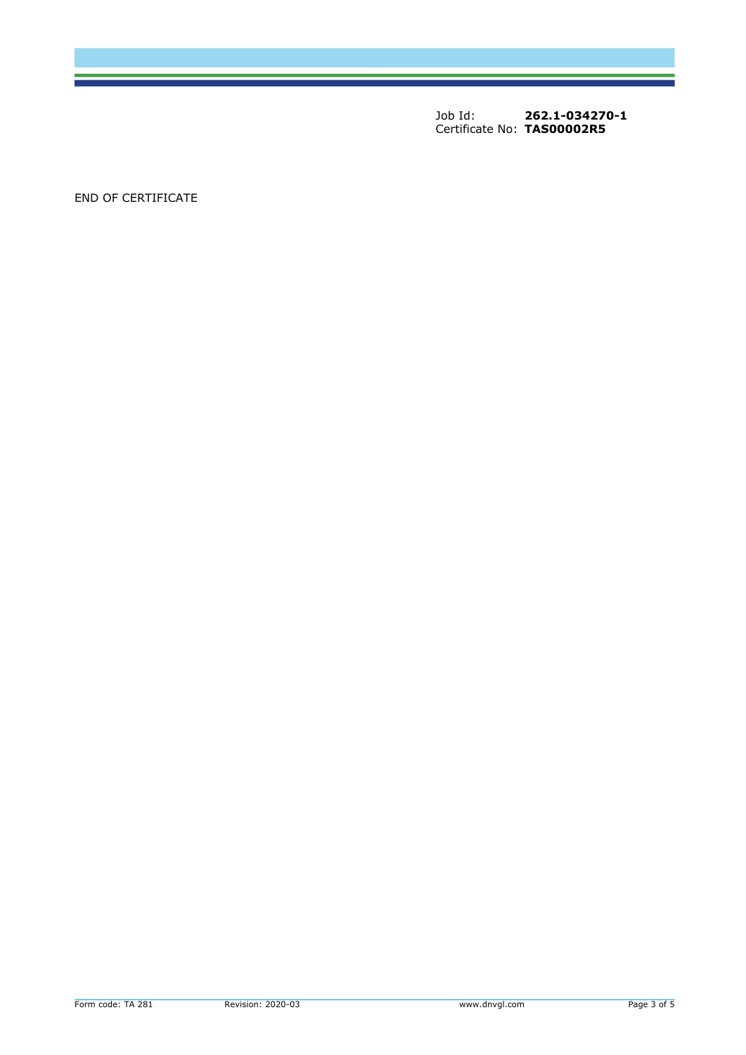Job Id: **262.1-034270-1**
Certificate No: **TAS00002R5**

END OF CERTIFICATE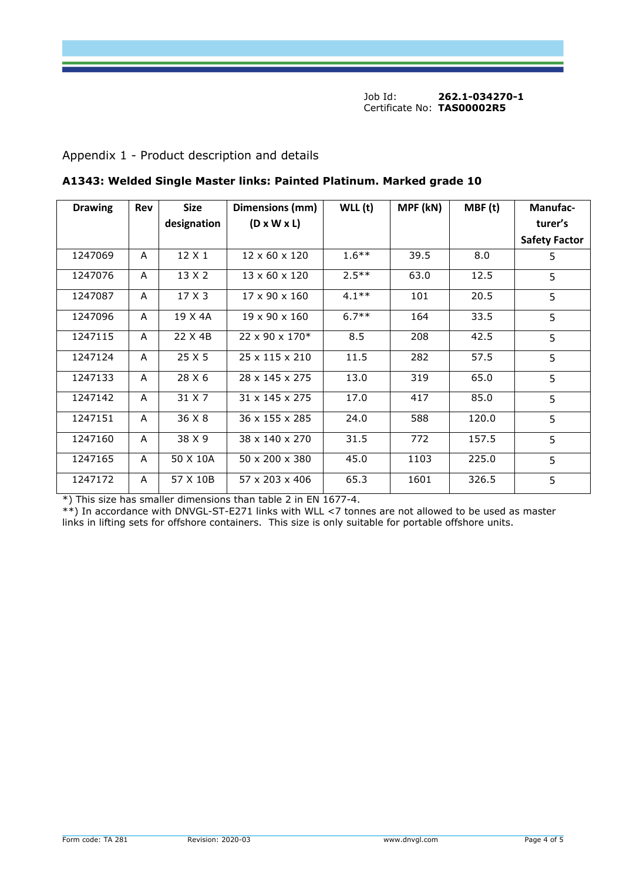Job Id: **262.1-034270-1**
Certificate No: **TAS00002R5**

## Appendix 1 - Product description and details

### A1343: Welded Single Master links: Painted Platinum. Marked grade 10

| Drawing | Rev | Size designation | Dimensions (mm) (D x W x L) | WLL (t) | MPF (kN) | MBF (t) | Manufac-turer's Safety Factor |
|---|---|---|---|---|---|---|---|
| 1247069 | A | 12 X 1 | 12 x 60 x 120 | 1.6** | 39.5 | 8.0 | 5 |
| 1247076 | A | 13 X 2 | 13 x 60 x 120 | 2.5** | 63.0 | 12.5 | 5 |
| 1247087 | A | 17 X 3 | 17 x 90 x 160 | 4.1** | 101 | 20.5 | 5 |
| 1247096 | A | 19 X 4A | 19 x 90 x 160 | 6.7** | 164 | 33.5 | 5 |
| 1247115 | A | 22 X 4B | 22 x 90 x 170* | 8.5 | 208 | 42.5 | 5 |
| 1247124 | A | 25 X 5 | 25 x 115 x 210 | 11.5 | 282 | 57.5 | 5 |
| 1247133 | A | 28 X 6 | 28 x 145 x 275 | 13.0 | 319 | 65.0 | 5 |
| 1247142 | A | 31 X 7 | 31 x 145 x 275 | 17.0 | 417 | 85.0 | 5 |
| 1247151 | A | 36 X 8 | 36 x 155 x 285 | 24.0 | 588 | 120.0 | 5 |
| 1247160 | A | 38 X 9 | 38 x 140 x 270 | 31.5 | 772 | 157.5 | 5 |
| 1247165 | A | 50 X 10A | 50 x 200 x 380 | 45.0 | 1103 | 225.0 | 5 |
| 1247172 | A | 57 X 10B | 57 x 203 x 406 | 65.3 | 1601 | 326.5 | 5 |

*) This size has smaller dimensions than table 2 in EN 1677-4.
**) In accordance with DNVGL-ST-E271 links with WLL <7 tonnes are not allowed to be used as master links in lifting sets for offshore containers. This size is only suitable for portable offshore units.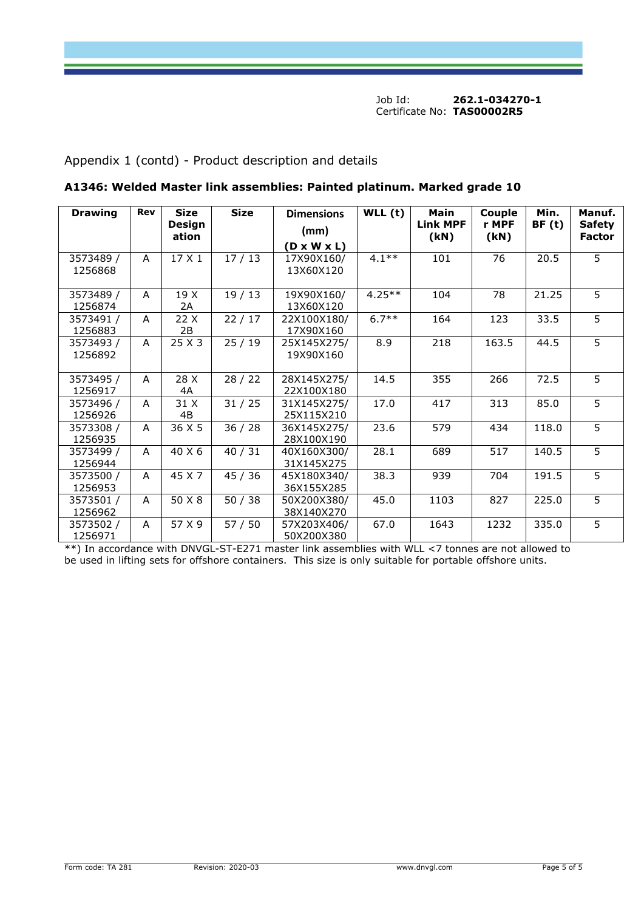Job Id: **262.1-034270-1**
Certificate No: **TAS00002R5**

## Appendix 1 (contd) - Product description and details

### A1346: Welded Master link assemblies: Painted platinum. Marked grade 10

| Drawing | Rev | Size Designation | Size | Dimensions (mm) (D x W x L) | WLL (t) | Main Link MPF (kN) | Coupler MPF (kN) | Min. BF (t) | Manuf. Safety Factor |
|---|---|---|---|---|---|---|---|---|---|
| 3573489 / 1256868 | A | 17 X 1 | 17 / 13 | 17X90X160/ 13X60X120 | 4.1** | 101 | 76 | 20.5 | 5 |
| 3573489 / 1256874 | A | 19 X 2A | 19 / 13 | 19X90X160/ 13X60X120 | 4.25** | 104 | 78 | 21.25 | 5 |
| 3573491 / 1256883 | A | 22 X 2B | 22 / 17 | 22X100X180/ 17X90X160 | 6.7** | 164 | 123 | 33.5 | 5 |
| 3573493 / 1256892 | A | 25 X 3 | 25 / 19 | 25X145X275/ 19X90X160 | 8.9 | 218 | 163.5 | 44.5 | 5 |
| 3573495 / 1256917 | A | 28 X 4A | 28 / 22 | 28X145X275/ 22X100X180 | 14.5 | 355 | 266 | 72.5 | 5 |
| 3573496 / 1256926 | A | 31 X 4B | 31 / 25 | 31X145X275/ 25X115X210 | 17.0 | 417 | 313 | 85.0 | 5 |
| 3573308 / 1256935 | A | 36 X 5 | 36 / 28 | 36X145X275/ 28X100X190 | 23.6 | 579 | 434 | 118.0 | 5 |
| 3573499 / 1256944 | A | 40 X 6 | 40 / 31 | 40X160X300/ 31X145X275 | 28.1 | 689 | 517 | 140.5 | 5 |
| 3573500 / 1256953 | A | 45 X 7 | 45 / 36 | 45X180X340/ 36X155X285 | 38.3 | 939 | 704 | 191.5 | 5 |
| 3573501 / 1256962 | A | 50 X 8 | 50 / 38 | 50X200X380/ 38X140X270 | 45.0 | 1103 | 827 | 225.0 | 5 |
| 3573502 / 1256971 | A | 57 X 9 | 57 / 50 | 57X203X406/ 50X200X380 | 67.0 | 1643 | 1232 | 335.0 | 5 |

**) In accordance with DNVGL-ST-E271 master link assemblies with WLL <7 tonnes are not allowed to be used in lifting sets for offshore containers. This size is only suitable for portable offshore units.